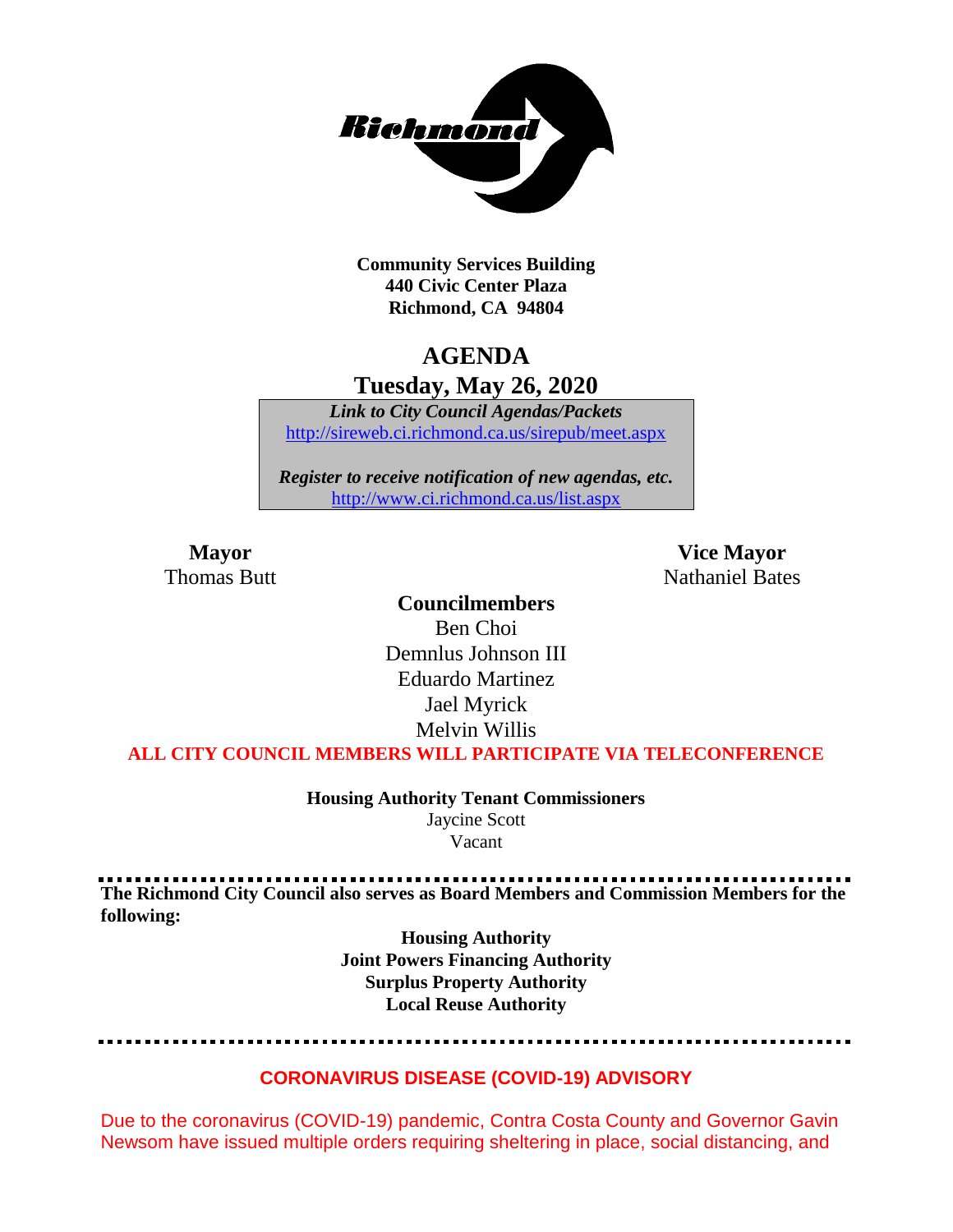Community Services Building
440 Civic Center Plaza
Richmond, CA 94804

# AGENDA
## Tuesday, May 26, 2020

*Link to City Council Agendas/Packets*
http://sireweb.ci.richmond.ca.us/sirepub/meet.aspx

*Register to receive notification of new agendas, etc.*
http://www.ci.richmond.ca.us/list.aspx

**Mayor**
Thomas Butt

**Vice Mayor**
Nathaniel Bates

**Councilmembers**
Ben Choi
Demnlus Johnson III
Eduardo Martinez
Jael Myrick
Melvin Willis

**ALL CITY COUNCIL MEMBERS WILL PARTICIPATE VIA TELECONFERENCE**

**Housing Authority Tenant Commissioners**
Jaycine Scott
Vacant

**The Richmond City Council also serves as Board Members and Commission Members for the following:**

**Housing Authority**
**Joint Powers Financing Authority**
**Surplus Property Authority**
**Local Reuse Authority**

## CORONAVIRUS DISEASE (COVID-19) ADVISORY

Due to the coronavirus (COVID-19) pandemic, Contra Costa County and Governor Gavin Newsom have issued multiple orders requiring sheltering in place, social distancing, and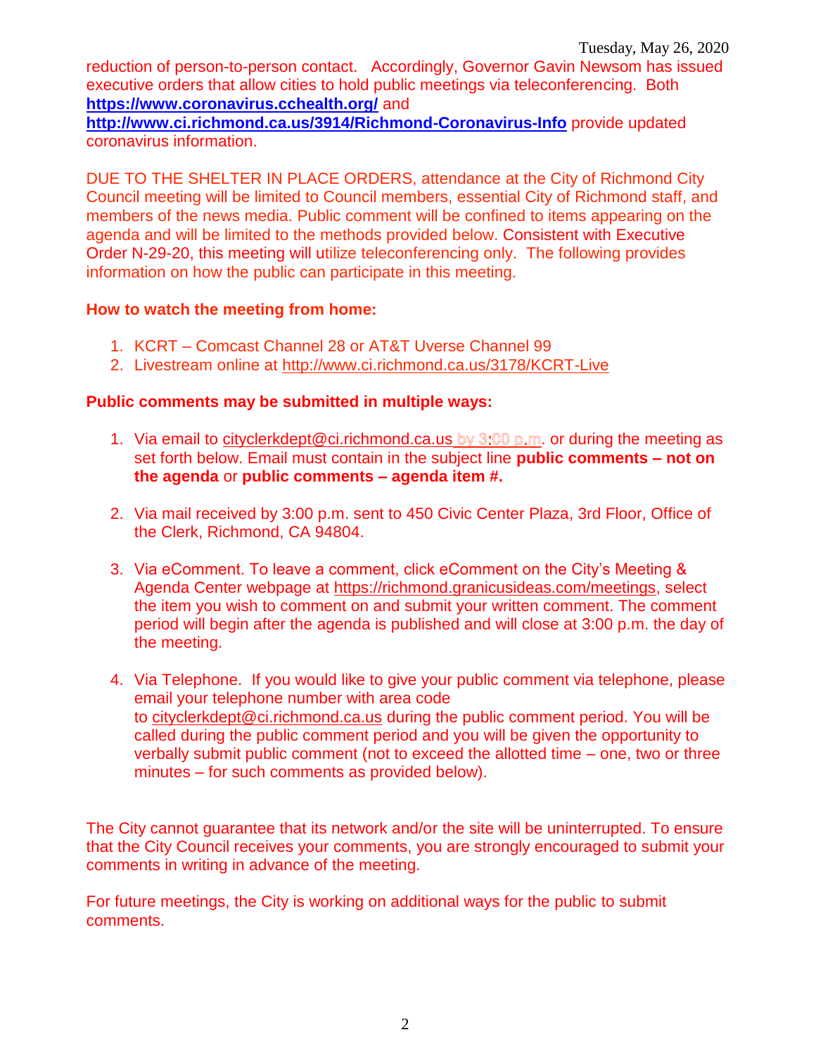reduction of person-to-person contact. Accordingly, Governor Gavin Newsom has issued executive orders that allow cities to hold public meetings via teleconferencing. Both **https://www.coronavirus.cchealth.org/** and **http://www.ci.richmond.ca.us/3914/Richmond-Coronavirus-Info** provide updated coronavirus information.

DUE TO THE SHELTER IN PLACE ORDERS, attendance at the City of Richmond City Council meeting will be limited to Council members, essential City of Richmond staff, and members of the news media. Public comment will be confined to items appearing on the agenda and will be limited to the methods provided below. Consistent with Executive Order N-29-20, this meeting will utilize teleconferencing only. The following provides information on how the public can participate in this meeting.

**How to watch the meeting from home:**

1. KCRT – Comcast Channel 28 or AT&T Uverse Channel 99
2. Livestream online at http://www.ci.richmond.ca.us/3178/KCRT-Live

**Public comments may be submitted in multiple ways:**

1. Via email to cityclerkdept@ci.richmond.ca.us by 3:00 p.m. or during the meeting as set forth below. Email must contain in the subject line **public comments – not on the agenda** or **public comments – agenda item #.**

2. Via mail received by 3:00 p.m. sent to 450 Civic Center Plaza, 3rd Floor, Office of the Clerk, Richmond, CA 94804.

3. Via eComment. To leave a comment, click eComment on the City's Meeting & Agenda Center webpage at https://richmond.granicusideas.com/meetings, select the item you wish to comment on and submit your written comment. The comment period will begin after the agenda is published and will close at 3:00 p.m. the day of the meeting.

4. Via Telephone. If you would like to give your public comment via telephone, please email your telephone number with area code to cityclerkdept@ci.richmond.ca.us during the public comment period. You will be called during the public comment period and you will be given the opportunity to verbally submit public comment (not to exceed the allotted time – one, two or three minutes – for such comments as provided below).

The City cannot guarantee that its network and/or the site will be uninterrupted. To ensure that the City Council receives your comments, you are strongly encouraged to submit your comments in writing in advance of the meeting.

For future meetings, the City is working on additional ways for the public to submit comments.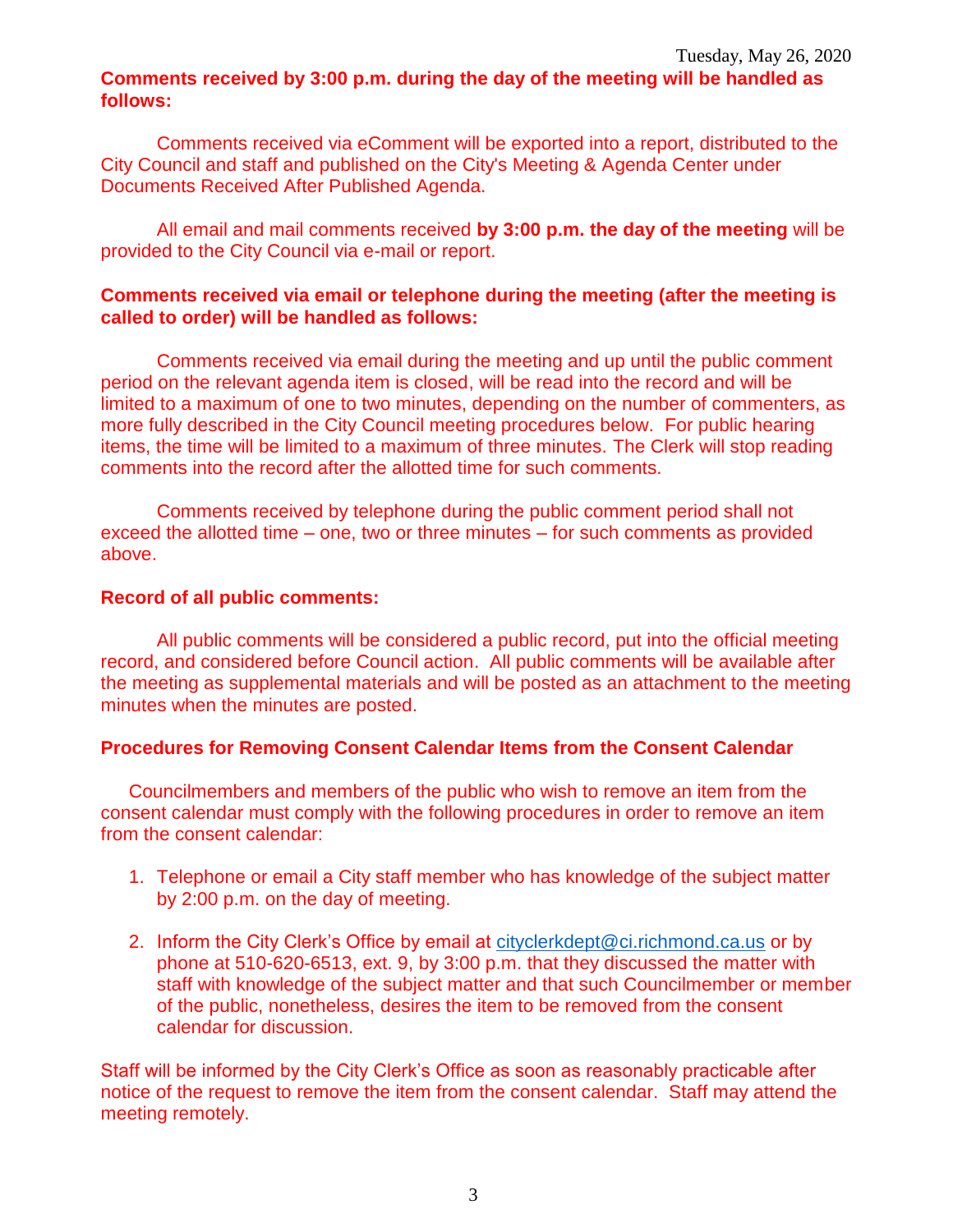**Comments received by 3:00 p.m. during the day of the meeting will be handled as follows:**

Comments received via eComment will be exported into a report, distributed to the City Council and staff and published on the City's Meeting & Agenda Center under Documents Received After Published Agenda.

All email and mail comments received **by 3:00 p.m. the day of the meeting** will be provided to the City Council via e-mail or report.

**Comments received via email or telephone during the meeting (after the meeting is called to order) will be handled as follows:**

Comments received via email during the meeting and up until the public comment period on the relevant agenda item is closed, will be read into the record and will be limited to a maximum of one to two minutes, depending on the number of commenters, as more fully described in the City Council meeting procedures below. For public hearing items, the time will be limited to a maximum of three minutes. The Clerk will stop reading comments into the record after the allotted time for such comments.

Comments received by telephone during the public comment period shall not exceed the allotted time – one, two or three minutes – for such comments as provided above.

**Record of all public comments:**

All public comments will be considered a public record, put into the official meeting record, and considered before Council action. All public comments will be available after the meeting as supplemental materials and will be posted as an attachment to the meeting minutes when the minutes are posted.

**Procedures for Removing Consent Calendar Items from the Consent Calendar**

Councilmembers and members of the public who wish to remove an item from the consent calendar must comply with the following procedures in order to remove an item from the consent calendar:

1. Telephone or email a City staff member who has knowledge of the subject matter by 2:00 p.m. on the day of meeting.

2. Inform the City Clerk's Office by email at cityclerkdept@ci.richmond.ca.us or by phone at 510-620-6513, ext. 9, by 3:00 p.m. that they discussed the matter with staff with knowledge of the subject matter and that such Councilmember or member of the public, nonetheless, desires the item to be removed from the consent calendar for discussion.

Staff will be informed by the City Clerk's Office as soon as reasonably practicable after notice of the request to remove the item from the consent calendar. Staff may attend the meeting remotely.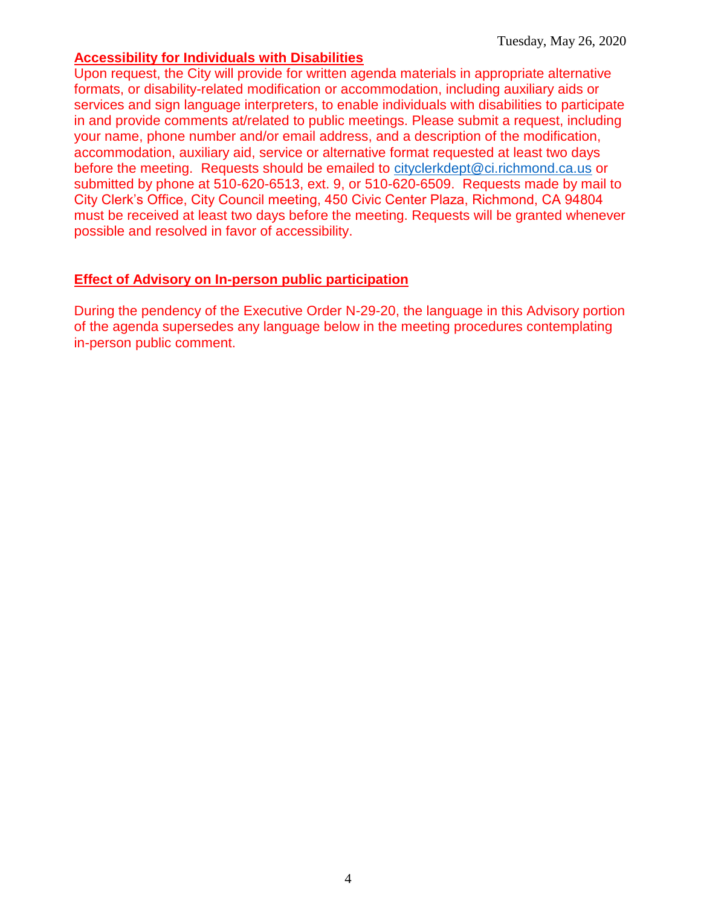Tuesday, May 26, 2020

**Accessibility for Individuals with Disabilities**

Upon request, the City will provide for written agenda materials in appropriate alternative formats, or disability-related modification or accommodation, including auxiliary aids or services and sign language interpreters, to enable individuals with disabilities to participate in and provide comments at/related to public meetings. Please submit a request, including your name, phone number and/or email address, and a description of the modification, accommodation, auxiliary aid, service or alternative format requested at least two days before the meeting. Requests should be emailed to cityclerkdept@ci.richmond.ca.us or submitted by phone at 510-620-6513, ext. 9, or 510-620-6509. Requests made by mail to City Clerk's Office, City Council meeting, 450 Civic Center Plaza, Richmond, CA 94804 must be received at least two days before the meeting. Requests will be granted whenever possible and resolved in favor of accessibility.

**Effect of Advisory on In-person public participation**

During the pendency of the Executive Order N-29-20, the language in this Advisory portion of the agenda supersedes any language below in the meeting procedures contemplating in-person public comment.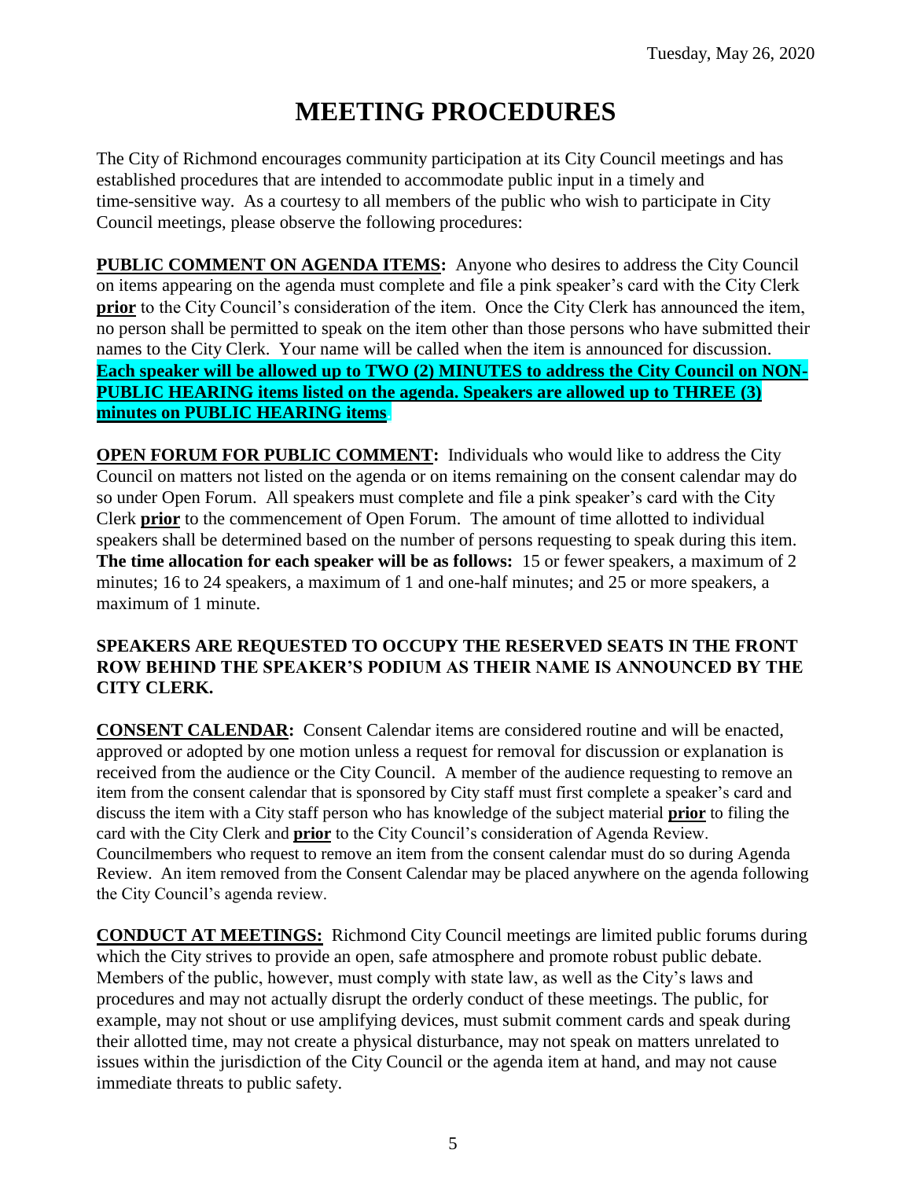# MEETING PROCEDURES

The City of Richmond encourages community participation at its City Council meetings and has established procedures that are intended to accommodate public input in a timely and time-sensitive way. As a courtesy to all members of the public who wish to participate in City Council meetings, please observe the following procedures:

**PUBLIC COMMENT ON AGENDA ITEMS:** Anyone who desires to address the City Council on items appearing on the agenda must complete and file a pink speaker's card with the City Clerk **prior** to the City Council's consideration of the item. Once the City Clerk has announced the item, no person shall be permitted to speak on the item other than those persons who have submitted their names to the City Clerk. Your name will be called when the item is announced for discussion. **Each speaker will be allowed up to TWO (2) MINUTES to address the City Council on NON-PUBLIC HEARING items listed on the agenda. Speakers are allowed up to THREE (3) minutes on PUBLIC HEARING items.**

**OPEN FORUM FOR PUBLIC COMMENT:** Individuals who would like to address the City Council on matters not listed on the agenda or on items remaining on the consent calendar may do so under Open Forum. All speakers must complete and file a pink speaker's card with the City Clerk **prior** to the commencement of Open Forum. The amount of time allotted to individual speakers shall be determined based on the number of persons requesting to speak during this item. **The time allocation for each speaker will be as follows:** 15 or fewer speakers, a maximum of 2 minutes; 16 to 24 speakers, a maximum of 1 and one-half minutes; and 25 or more speakers, a maximum of 1 minute.

**SPEAKERS ARE REQUESTED TO OCCUPY THE RESERVED SEATS IN THE FRONT ROW BEHIND THE SPEAKER'S PODIUM AS THEIR NAME IS ANNOUNCED BY THE CITY CLERK.**

**CONSENT CALENDAR:** Consent Calendar items are considered routine and will be enacted, approved or adopted by one motion unless a request for removal for discussion or explanation is received from the audience or the City Council. A member of the audience requesting to remove an item from the consent calendar that is sponsored by City staff must first complete a speaker's card and discuss the item with a City staff person who has knowledge of the subject material **prior** to filing the card with the City Clerk and **prior** to the City Council's consideration of Agenda Review. Councilmembers who request to remove an item from the consent calendar must do so during Agenda Review. An item removed from the Consent Calendar may be placed anywhere on the agenda following the City Council's agenda review.

**CONDUCT AT MEETINGS:** Richmond City Council meetings are limited public forums during which the City strives to provide an open, safe atmosphere and promote robust public debate. Members of the public, however, must comply with state law, as well as the City's laws and procedures and may not actually disrupt the orderly conduct of these meetings. The public, for example, may not shout or use amplifying devices, must submit comment cards and speak during their allotted time, may not create a physical disturbance, may not speak on matters unrelated to issues within the jurisdiction of the City Council or the agenda item at hand, and may not cause immediate threats to public safety.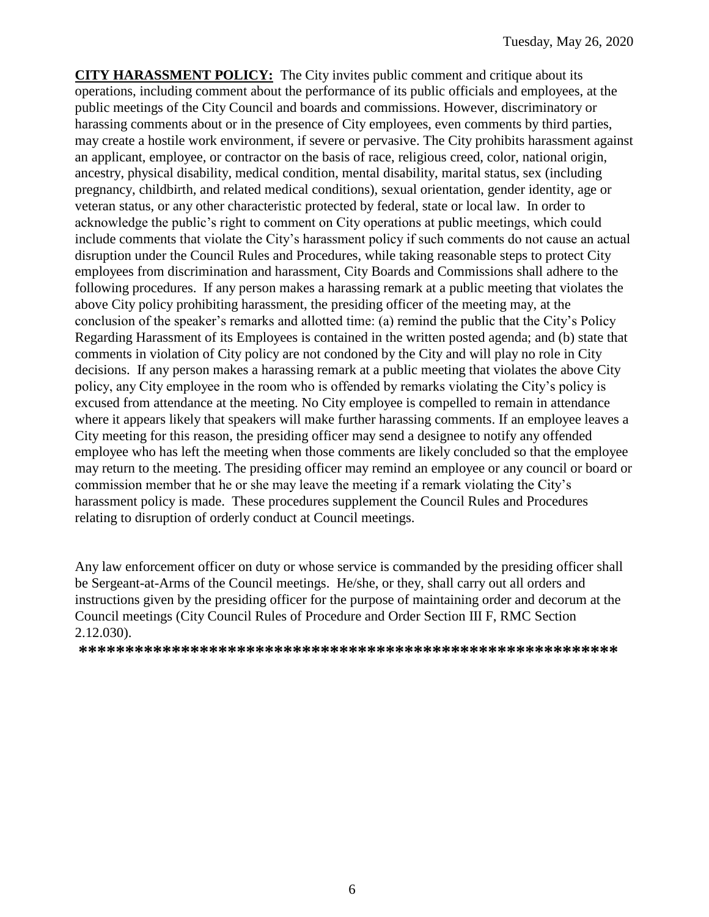**CITY HARASSMENT POLICY:** The City invites public comment and critique about its operations, including comment about the performance of its public officials and employees, at the public meetings of the City Council and boards and commissions. However, discriminatory or harassing comments about or in the presence of City employees, even comments by third parties, may create a hostile work environment, if severe or pervasive. The City prohibits harassment against an applicant, employee, or contractor on the basis of race, religious creed, color, national origin, ancestry, physical disability, medical condition, mental disability, marital status, sex (including pregnancy, childbirth, and related medical conditions), sexual orientation, gender identity, age or veteran status, or any other characteristic protected by federal, state or local law. In order to acknowledge the public's right to comment on City operations at public meetings, which could include comments that violate the City's harassment policy if such comments do not cause an actual disruption under the Council Rules and Procedures, while taking reasonable steps to protect City employees from discrimination and harassment, City Boards and Commissions shall adhere to the following procedures. If any person makes a harassing remark at a public meeting that violates the above City policy prohibiting harassment, the presiding officer of the meeting may, at the conclusion of the speaker's remarks and allotted time: (a) remind the public that the City's Policy Regarding Harassment of its Employees is contained in the written posted agenda; and (b) state that comments in violation of City policy are not condoned by the City and will play no role in City decisions. If any person makes a harassing remark at a public meeting that violates the above City policy, any City employee in the room who is offended by remarks violating the City's policy is excused from attendance at the meeting. No City employee is compelled to remain in attendance where it appears likely that speakers will make further harassing comments. If an employee leaves a City meeting for this reason, the presiding officer may send a designee to notify any offended employee who has left the meeting when those comments are likely concluded so that the employee may return to the meeting. The presiding officer may remind an employee or any council or board or commission member that he or she may leave the meeting if a remark violating the City's harassment policy is made. These procedures supplement the Council Rules and Procedures relating to disruption of orderly conduct at Council meetings.

Any law enforcement officer on duty or whose service is commanded by the presiding officer shall be Sergeant-at-Arms of the Council meetings. He/she, or they, shall carry out all orders and instructions given by the presiding officer for the purpose of maintaining order and decorum at the Council meetings (City Council Rules of Procedure and Order Section III F, RMC Section 2.12.030).

**\*\*\*\*\*\*\*\*\*\*\*\*\*\*\*\*\*\*\*\*\*\*\*\*\*\*\*\*\*\*\*\*\*\*\*\*\*\*\*\*\*\*\*\*\*\*\*\*\*\*\*\*\*\*\*\*\*\*\*\***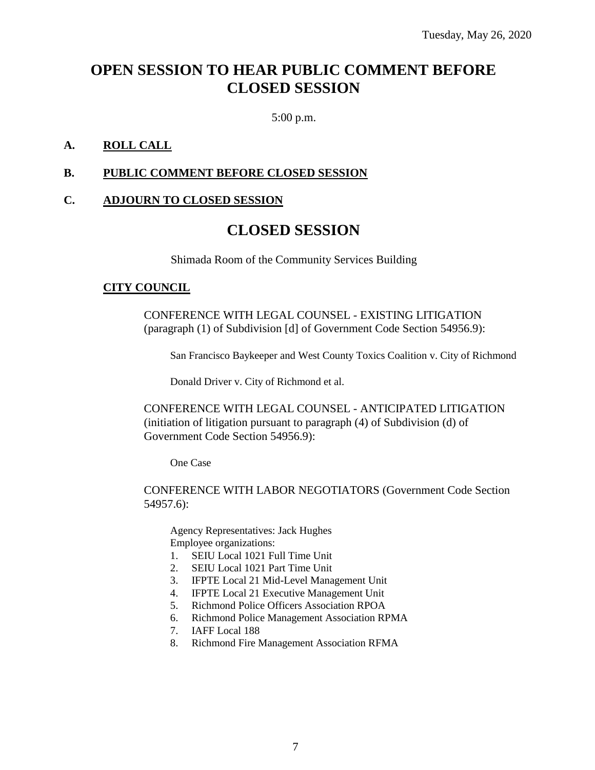Tuesday, May 26, 2020

# OPEN SESSION TO HEAR PUBLIC COMMENT BEFORE CLOSED SESSION

5:00 p.m.

**A. ROLL CALL**

**B. PUBLIC COMMENT BEFORE CLOSED SESSION**

**C. ADJOURN TO CLOSED SESSION**

# CLOSED SESSION

Shimada Room of the Community Services Building

**CITY COUNCIL**

CONFERENCE WITH LEGAL COUNSEL - EXISTING LITIGATION (paragraph (1) of Subdivision [d] of Government Code Section 54956.9):

San Francisco Baykeeper and West County Toxics Coalition v. City of Richmond

Donald Driver v. City of Richmond et al.

CONFERENCE WITH LEGAL COUNSEL - ANTICIPATED LITIGATION (initiation of litigation pursuant to paragraph (4) of Subdivision (d) of Government Code Section 54956.9):

One Case

CONFERENCE WITH LABOR NEGOTIATORS (Government Code Section 54957.6):

Agency Representatives: Jack Hughes
Employee organizations:

1. SEIU Local 1021 Full Time Unit
2. SEIU Local 1021 Part Time Unit
3. IFPTE Local 21 Mid-Level Management Unit
4. IFPTE Local 21 Executive Management Unit
5. Richmond Police Officers Association RPOA
6. Richmond Police Management Association RPMA
7. IAFF Local 188
8. Richmond Fire Management Association RFMA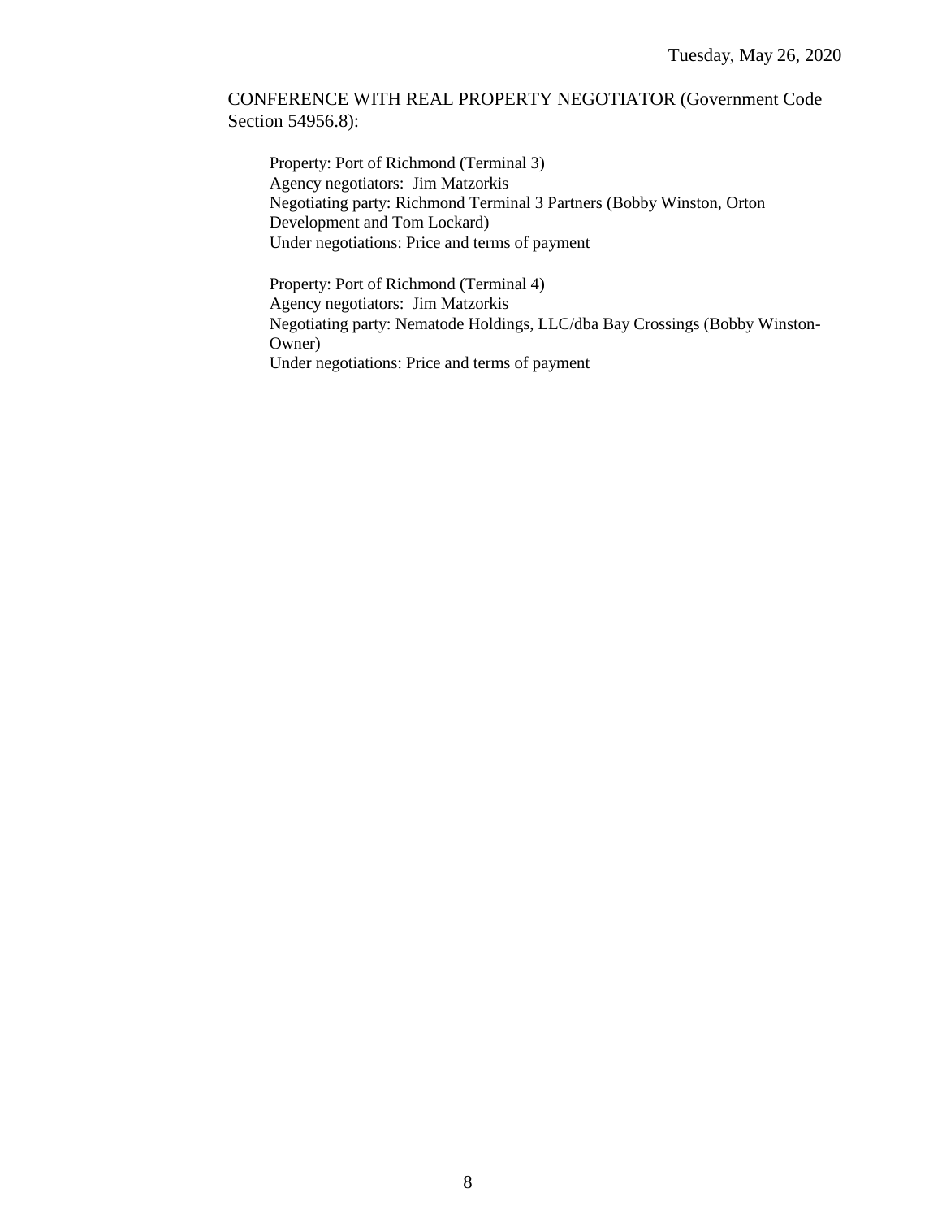CONFERENCE WITH REAL PROPERTY NEGOTIATOR (Government Code Section 54956.8):

Property: Port of Richmond (Terminal 3)
Agency negotiators: Jim Matzorkis
Negotiating party: Richmond Terminal 3 Partners (Bobby Winston, Orton Development and Tom Lockard)
Under negotiations: Price and terms of payment

Property: Port of Richmond (Terminal 4)
Agency negotiators: Jim Matzorkis
Negotiating party: Nematode Holdings, LLC/dba Bay Crossings (Bobby Winston-Owner)
Under negotiations: Price and terms of payment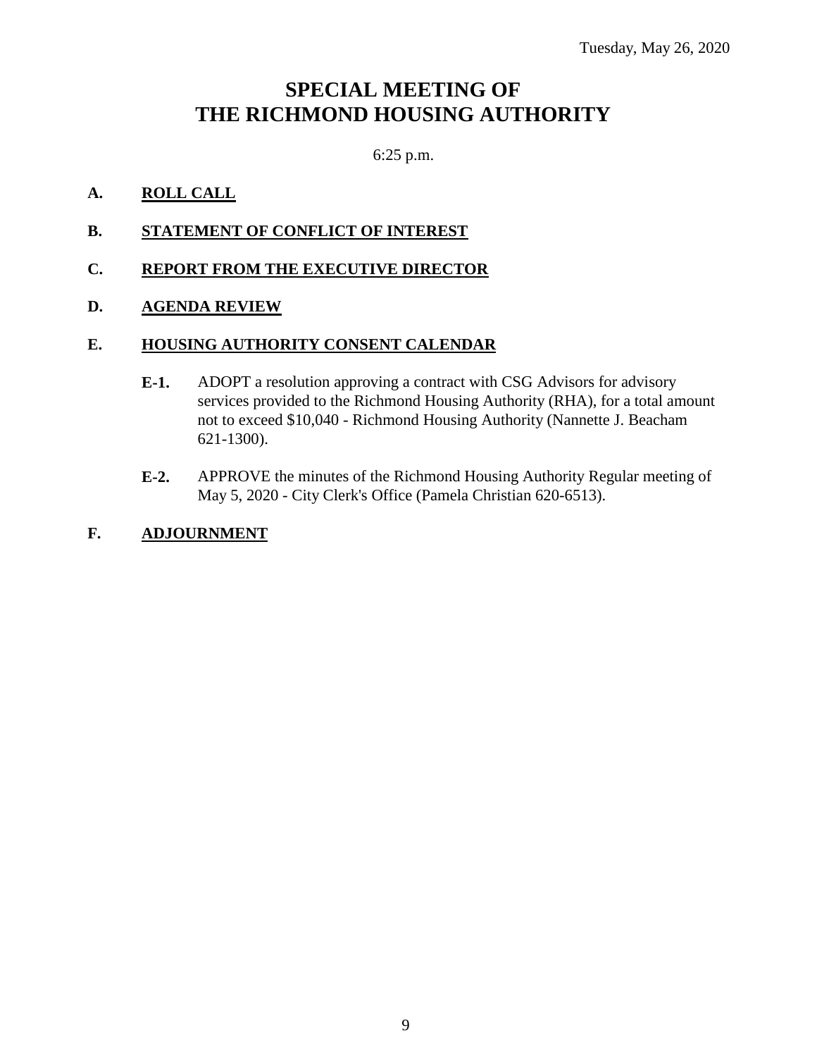Tuesday, May 26, 2020

# SPECIAL MEETING OF THE RICHMOND HOUSING AUTHORITY

6:25 p.m.

**A. ROLL CALL**

**B. STATEMENT OF CONFLICT OF INTEREST**

**C. REPORT FROM THE EXECUTIVE DIRECTOR**

**D. AGENDA REVIEW**

**E. HOUSING AUTHORITY CONSENT CALENDAR**

**E-1.** ADOPT a resolution approving a contract with CSG Advisors for advisory services provided to the Richmond Housing Authority (RHA), for a total amount not to exceed $10,040 - Richmond Housing Authority (Nannette J. Beacham 621-1300).

**E-2.** APPROVE the minutes of the Richmond Housing Authority Regular meeting of May 5, 2020 - City Clerk's Office (Pamela Christian 620-6513).

**F. ADJOURNMENT**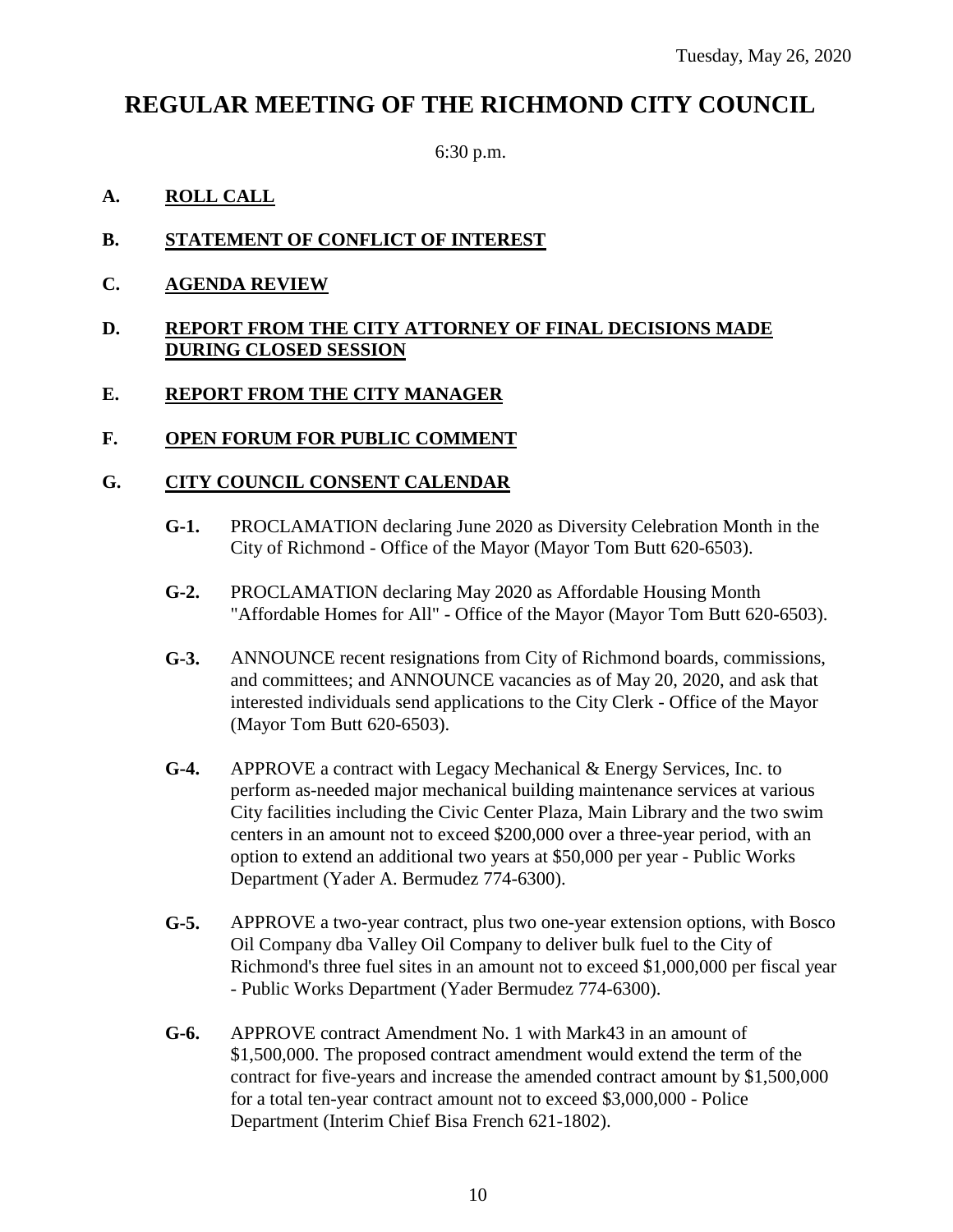Tuesday, May 26, 2020

# REGULAR MEETING OF THE RICHMOND CITY COUNCIL

6:30 p.m.

**A. ROLL CALL**

**B. STATEMENT OF CONFLICT OF INTEREST**

**C. AGENDA REVIEW**

**D. REPORT FROM THE CITY ATTORNEY OF FINAL DECISIONS MADE DURING CLOSED SESSION**

**E. REPORT FROM THE CITY MANAGER**

**F. OPEN FORUM FOR PUBLIC COMMENT**

**G. CITY COUNCIL CONSENT CALENDAR**

**G-1.** PROCLAMATION declaring June 2020 as Diversity Celebration Month in the City of Richmond - Office of the Mayor (Mayor Tom Butt 620-6503).

**G-2.** PROCLAMATION declaring May 2020 as Affordable Housing Month "Affordable Homes for All" - Office of the Mayor (Mayor Tom Butt 620-6503).

**G-3.** ANNOUNCE recent resignations from City of Richmond boards, commissions, and committees; and ANNOUNCE vacancies as of May 20, 2020, and ask that interested individuals send applications to the City Clerk - Office of the Mayor (Mayor Tom Butt 620-6503).

**G-4.** APPROVE a contract with Legacy Mechanical & Energy Services, Inc. to perform as-needed major mechanical building maintenance services at various City facilities including the Civic Center Plaza, Main Library and the two swim centers in an amount not to exceed $200,000 over a three-year period, with an option to extend an additional two years at $50,000 per year - Public Works Department (Yader A. Bermudez 774-6300).

**G-5.** APPROVE a two-year contract, plus two one-year extension options, with Bosco Oil Company dba Valley Oil Company to deliver bulk fuel to the City of Richmond's three fuel sites in an amount not to exceed $1,000,000 per fiscal year - Public Works Department (Yader Bermudez 774-6300).

**G-6.** APPROVE contract Amendment No. 1 with Mark43 in an amount of $1,500,000. The proposed contract amendment would extend the term of the contract for five-years and increase the amended contract amount by $1,500,000 for a total ten-year contract amount not to exceed $3,000,000 - Police Department (Interim Chief Bisa French 621-1802).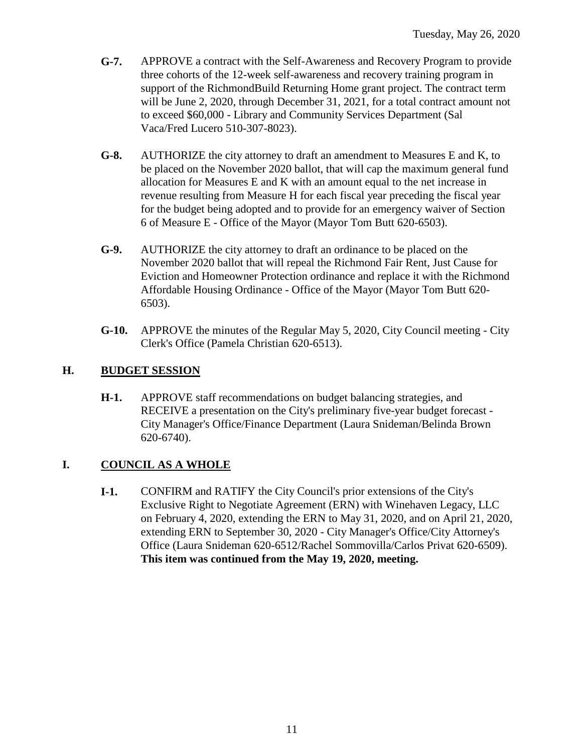**G-7.** APPROVE a contract with the Self-Awareness and Recovery Program to provide three cohorts of the 12-week self-awareness and recovery training program in support of the RichmondBuild Returning Home grant project. The contract term will be June 2, 2020, through December 31, 2021, for a total contract amount not to exceed $60,000 - Library and Community Services Department (Sal Vaca/Fred Lucero 510-307-8023).

**G-8.** AUTHORIZE the city attorney to draft an amendment to Measures E and K, to be placed on the November 2020 ballot, that will cap the maximum general fund allocation for Measures E and K with an amount equal to the net increase in revenue resulting from Measure H for each fiscal year preceding the fiscal year for the budget being adopted and to provide for an emergency waiver of Section 6 of Measure E - Office of the Mayor (Mayor Tom Butt 620-6503).

**G-9.** AUTHORIZE the city attorney to draft an ordinance to be placed on the November 2020 ballot that will repeal the Richmond Fair Rent, Just Cause for Eviction and Homeowner Protection ordinance and replace it with the Richmond Affordable Housing Ordinance - Office of the Mayor (Mayor Tom Butt 620-6503).

**G-10.** APPROVE the minutes of the Regular May 5, 2020, City Council meeting - City Clerk's Office (Pamela Christian 620-6513).

## H. BUDGET SESSION

**H-1.** APPROVE staff recommendations on budget balancing strategies, and RECEIVE a presentation on the City's preliminary five-year budget forecast - City Manager's Office/Finance Department (Laura Snideman/Belinda Brown 620-6740).

## I. COUNCIL AS A WHOLE

**I-1.** CONFIRM and RATIFY the City Council's prior extensions of the City's Exclusive Right to Negotiate Agreement (ERN) with Winehaven Legacy, LLC on February 4, 2020, extending the ERN to May 31, 2020, and on April 21, 2020, extending ERN to September 30, 2020 - City Manager's Office/City Attorney's Office (Laura Snideman 620-6512/Rachel Sommovilla/Carlos Privat 620-6509). **This item was continued from the May 19, 2020, meeting.**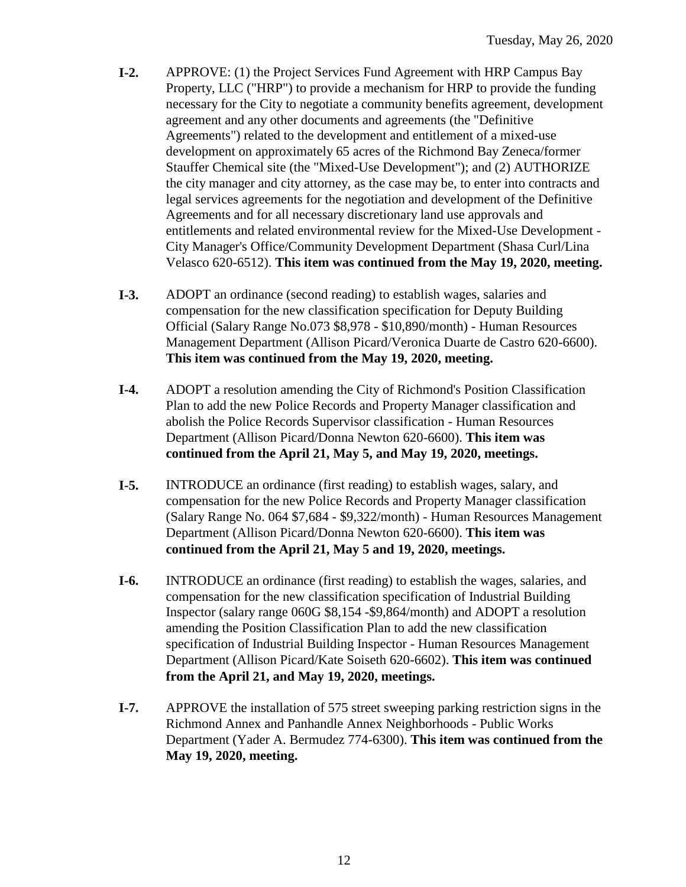**I-2.** APPROVE: (1) the Project Services Fund Agreement with HRP Campus Bay Property, LLC ("HRP") to provide a mechanism for HRP to provide the funding necessary for the City to negotiate a community benefits agreement, development agreement and any other documents and agreements (the "Definitive Agreements") related to the development and entitlement of a mixed-use development on approximately 65 acres of the Richmond Bay Zeneca/former Stauffer Chemical site (the "Mixed-Use Development"); and (2) AUTHORIZE the city manager and city attorney, as the case may be, to enter into contracts and legal services agreements for the negotiation and development of the Definitive Agreements and for all necessary discretionary land use approvals and entitlements and related environmental review for the Mixed-Use Development - City Manager's Office/Community Development Department (Shasa Curl/Lina Velasco 620-6512). **This item was continued from the May 19, 2020, meeting.**

**I-3.** ADOPT an ordinance (second reading) to establish wages, salaries and compensation for the new classification specification for Deputy Building Official (Salary Range No.073 $8,978 - $10,890/month) - Human Resources Management Department (Allison Picard/Veronica Duarte de Castro 620-6600). **This item was continued from the May 19, 2020, meeting.**

**I-4.** ADOPT a resolution amending the City of Richmond's Position Classification Plan to add the new Police Records and Property Manager classification and abolish the Police Records Supervisor classification - Human Resources Department (Allison Picard/Donna Newton 620-6600). **This item was continued from the April 21, May 5, and May 19, 2020, meetings.**

**I-5.** INTRODUCE an ordinance (first reading) to establish wages, salary, and compensation for the new Police Records and Property Manager classification (Salary Range No. 064 $7,684 - $9,322/month) - Human Resources Management Department (Allison Picard/Donna Newton 620-6600). **This item was continued from the April 21, May 5 and 19, 2020, meetings.**

**I-6.** INTRODUCE an ordinance (first reading) to establish the wages, salaries, and compensation for the new classification specification of Industrial Building Inspector (salary range 060G $8,154 -$9,864/month) and ADOPT a resolution amending the Position Classification Plan to add the new classification specification of Industrial Building Inspector - Human Resources Management Department (Allison Picard/Kate Soiseth 620-6602). **This item was continued from the April 21, and May 19, 2020, meetings.**

**I-7.** APPROVE the installation of 575 street sweeping parking restriction signs in the Richmond Annex and Panhandle Annex Neighborhoods - Public Works Department (Yader A. Bermudez 774-6300). **This item was continued from the May 19, 2020, meeting.**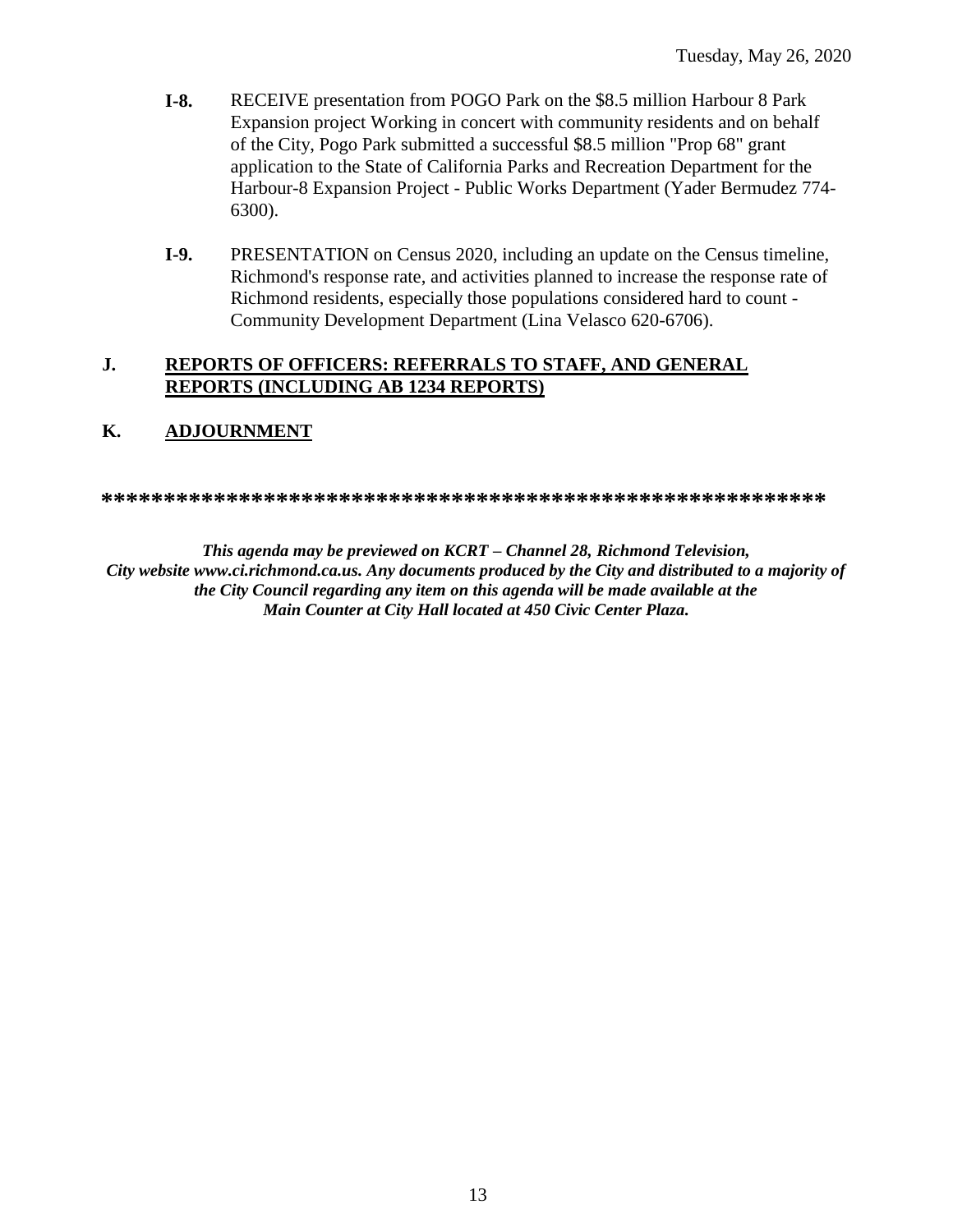**I-8.** RECEIVE presentation from POGO Park on the $8.5 million Harbour 8 Park Expansion project Working in concert with community residents and on behalf of the City, Pogo Park submitted a successful $8.5 million "Prop 68" grant application to the State of California Parks and Recreation Department for the Harbour-8 Expansion Project - Public Works Department (Yader Bermudez 774-6300).

**I-9.** PRESENTATION on Census 2020, including an update on the Census timeline, Richmond's response rate, and activities planned to increase the response rate of Richmond residents, especially those populations considered hard to count - Community Development Department (Lina Velasco 620-6706).

## J. REPORTS OF OFFICERS: REFERRALS TO STAFF, AND GENERAL REPORTS (INCLUDING AB 1234 REPORTS)

## K. ADJOURNMENT

**\*\*\*\*\*\*\*\*\*\*\*\*\*\*\*\*\*\*\*\*\*\*\*\*\*\*\*\*\*\*\*\*\*\*\*\*\*\*\*\*\*\*\*\*\*\*\*\*\*\*\*\*\*\*\*\*\*\*\***

***This agenda may be previewed on KCRT – Channel 28, Richmond Television, City website www.ci.richmond.ca.us. Any documents produced by the City and distributed to a majority of the City Council regarding any item on this agenda will be made available at the Main Counter at City Hall located at 450 Civic Center Plaza.***